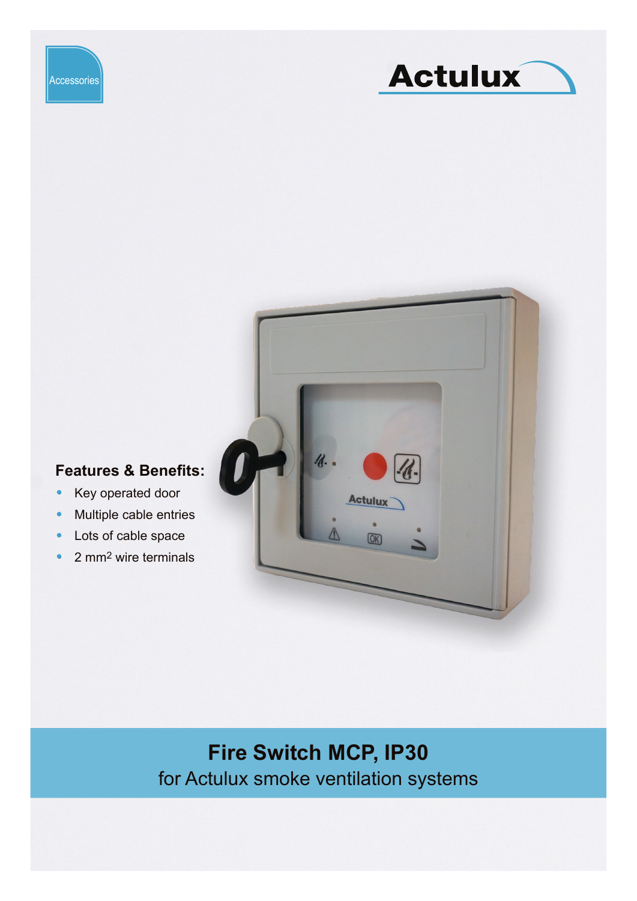Accessories

Actulux

**Features & Benefits:**

- Key operated door
- Multiple cable entries
- Lots of cable space
- 2 $mm^2$ wire terminals

# Fire Switch MCP, IP30

for Actulux smoke ventilation systems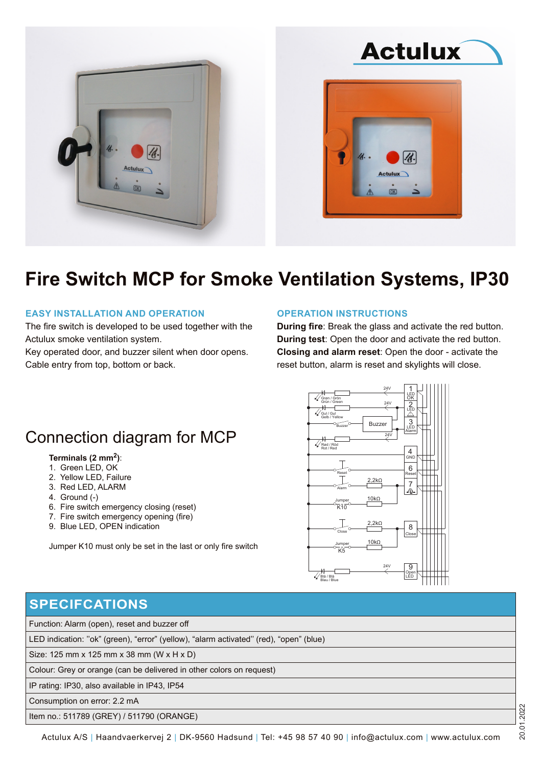# Fire Switch MCP for Smoke Ventilation Systems, IP30

### EASY INSTALLATION AND OPERATION

The fire switch is developed to be used together with the Actulux smoke ventilation system.
Key operated door, and buzzer silent when door opens.
Cable entry from top, bottom or back.

### OPERATION INSTRUCTIONS

**During fire**: Break the glass and activate the red button.
**During test**: Open the door and activate the red button.
**Closing and alarm reset**: Open the door - activate the reset button, alarm is reset and skylights will close.

## Connection diagram for MCP

**Terminals (2 mm$^2$)**:

1. Green LED, OK
2. Yellow LED, Failure
3. Red LED, ALARM
4. Ground (-)
6. Fire switch emergency closing (reset)
7. Fire switch emergency opening (fire)
9. Blue LED, OPEN indication

Jumper K10 must only be set in the last or only fire switch

Grøn / Grön
Grün / Green
Gul / Gul
Gelb / Yellow
Buzzer
Rød / Röd
Rot / Red
Reset
Alarm
Jumper
K10
Close
Jumper
K5
Blå / Blå
Blau / Blue
24V
2,2kΩ
10kΩ
1 LED OK
2 LED
3 LED Alarm
4 GND
6 Reset
7
8 Close
9 Open LED

## SPECIFCATIONS

| |
|---|
| Function: Alarm (open), reset and buzzer off |
| LED indication: "ok" (green), "error" (yellow), "alarm activated" (red), "open" (blue) |
| Size: 125 mm x 125 mm x 38 mm (W x H x D) |
| Colour: Grey or orange (can be delivered in other colors on request) |
| IP rating: IP30, also available in IP43, IP54 |
| Consumption on error: 2.2 mA |
| Item no.: 511789 (GREY) / 511790 (ORANGE) |

Actulux A/S | Haandvaerkervej 2 | DK-9560 Hadsund | Tel: +45 98 57 40 90 | info@actulux.com | www.actulux.com

20.01.2022